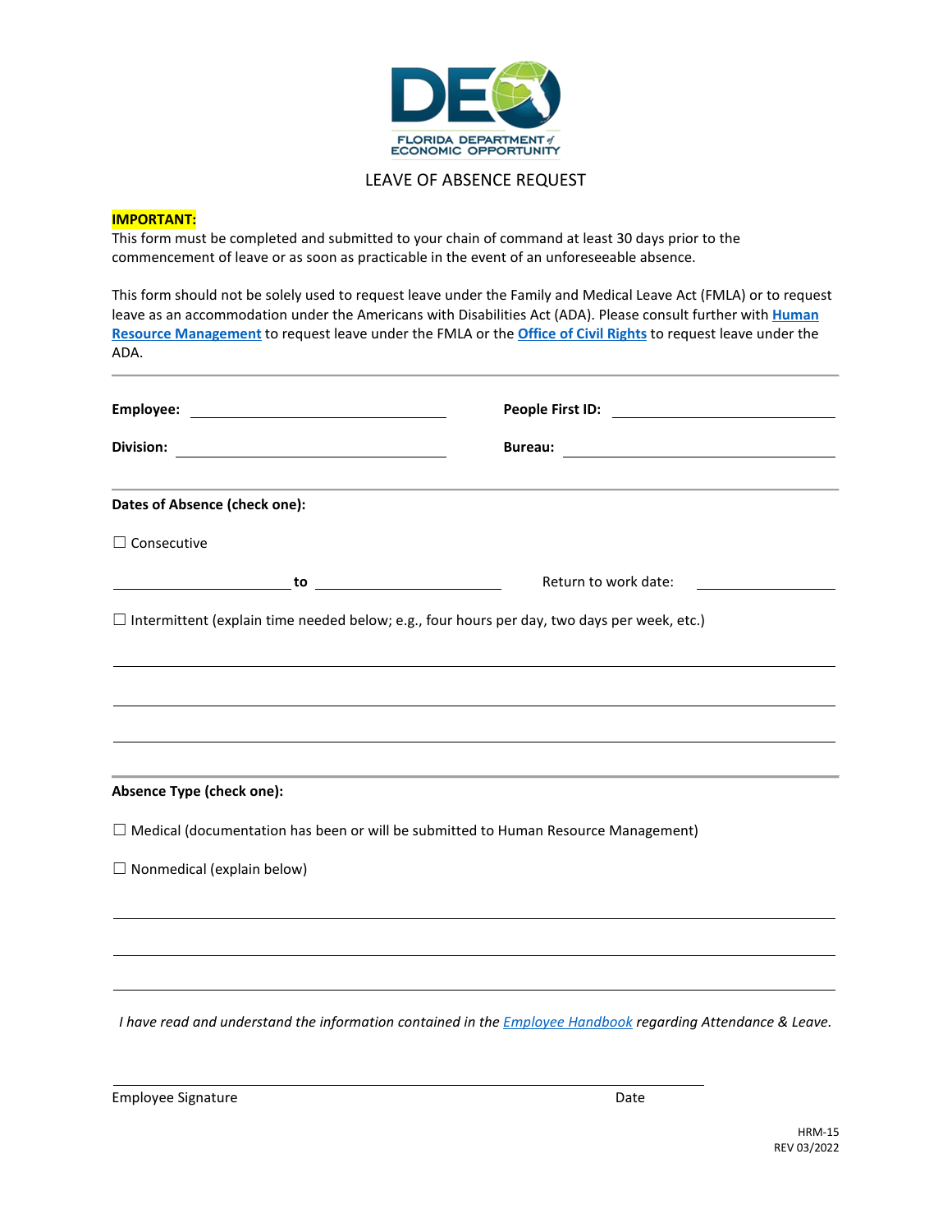FLORIDA DEPARTMENT of ECONOMIC OPPORTUNITY

# LEAVE OF ABSENCE REQUEST

**IMPORTANT:**
This form must be completed and submitted to your chain of command at least 30 days prior to the commencement of leave or as soon as practicable in the event of an unforeseeable absence.

This form should not be solely used to request leave under the Family and Medical Leave Act (FMLA) or to request leave as an accommodation under the Americans with Disabilities Act (ADA). Please consult further with **Human Resource Management** to request leave under the FMLA or the **Office of Civil Rights** to request leave under the ADA.

---

**Employee:** ______________________________ **People First ID:** ______________________________

**Division:** ______________________________ **Bureau:** ______________________________

---

**Dates of Absence (check one):**

☐ Consecutive

______________________ **to** ______________________ Return to work date: ______________________

☐ Intermittent (explain time needed below; e.g., four hours per day, two days per week, etc.)

______________________________________________________________________________

______________________________________________________________________________

______________________________________________________________________________

---

**Absence Type (check one):**

☐ Medical (documentation has been or will be submitted to Human Resource Management)

☐ Nonmedical (explain below)

______________________________________________________________________________

______________________________________________________________________________

______________________________________________________________________________

*I have read and understand the information contained in the Employee Handbook regarding Attendance & Leave.*

______________________________________________________________________________

Employee Signature Date

HRM-15
REV 03/2022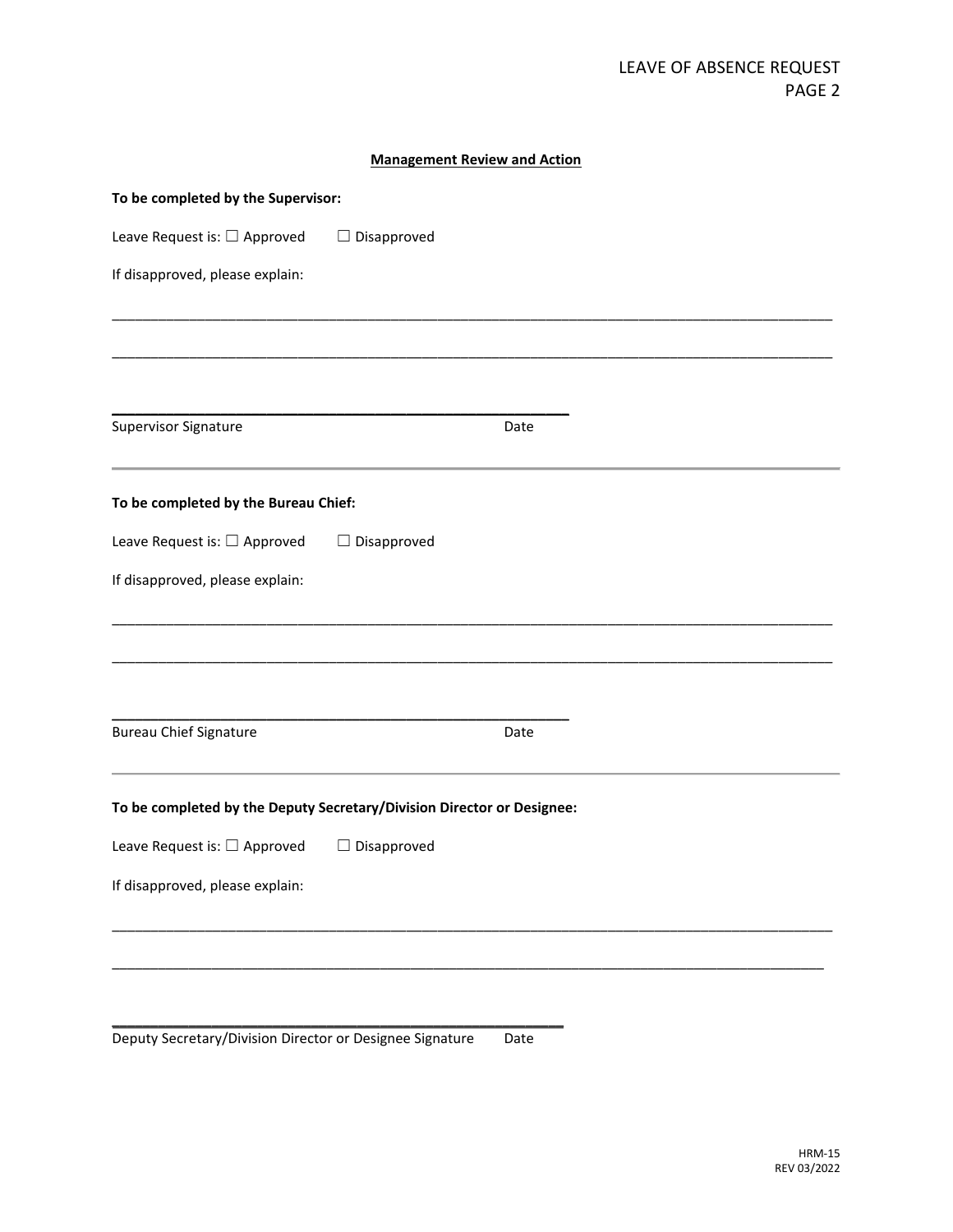## Management Review and Action

**To be completed by the Supervisor:**

Leave Request is: ☐ Approved ☐ Disapproved

If disapproved, please explain:

\_\_\_\_\_\_\_\_\_\_\_\_\_\_\_\_\_\_\_\_\_\_\_\_\_\_\_\_\_\_\_\_\_\_\_\_\_\_\_\_\_\_\_\_\_\_\_\_\_\_\_\_\_\_\_\_\_\_\_\_\_\_\_\_\_\_\_\_\_\_\_\_\_\_\_\_\_\_

\_\_\_\_\_\_\_\_\_\_\_\_\_\_\_\_\_\_\_\_\_\_\_\_\_\_\_\_\_\_\_\_\_\_\_\_\_\_\_\_\_\_\_\_\_\_\_\_\_\_\_\_\_\_\_\_\_\_\_\_\_\_\_\_\_\_\_\_\_\_\_\_\_\_\_\_\_\_

\_\_\_\_\_\_\_\_\_\_\_\_\_\_\_\_\_\_\_\_\_\_\_\_\_\_\_\_\_\_\_\_\_\_\_\_\_\_\_\_\_\_\_\_\_\_\_\_\_

Supervisor Signature Date

---

**To be completed by the Bureau Chief:**

Leave Request is: ☐ Approved ☐ Disapproved

If disapproved, please explain:

\_\_\_\_\_\_\_\_\_\_\_\_\_\_\_\_\_\_\_\_\_\_\_\_\_\_\_\_\_\_\_\_\_\_\_\_\_\_\_\_\_\_\_\_\_\_\_\_\_\_\_\_\_\_\_\_\_\_\_\_\_\_\_\_\_\_\_\_\_\_\_\_\_\_\_\_\_\_

\_\_\_\_\_\_\_\_\_\_\_\_\_\_\_\_\_\_\_\_\_\_\_\_\_\_\_\_\_\_\_\_\_\_\_\_\_\_\_\_\_\_\_\_\_\_\_\_\_\_\_\_\_\_\_\_\_\_\_\_\_\_\_\_\_\_\_\_\_\_\_\_\_\_\_\_\_\_

\_\_\_\_\_\_\_\_\_\_\_\_\_\_\_\_\_\_\_\_\_\_\_\_\_\_\_\_\_\_\_\_\_\_\_\_\_\_\_\_\_\_\_\_\_\_\_\_\_

Bureau Chief Signature Date

---

**To be completed by the Deputy Secretary/Division Director or Designee:**

Leave Request is: ☐ Approved ☐ Disapproved

If disapproved, please explain:

\_\_\_\_\_\_\_\_\_\_\_\_\_\_\_\_\_\_\_\_\_\_\_\_\_\_\_\_\_\_\_\_\_\_\_\_\_\_\_\_\_\_\_\_\_\_\_\_\_\_\_\_\_\_\_\_\_\_\_\_\_\_\_\_\_\_\_\_\_\_\_\_\_\_\_\_\_\_

\_\_\_\_\_\_\_\_\_\_\_\_\_\_\_\_\_\_\_\_\_\_\_\_\_\_\_\_\_\_\_\_\_\_\_\_\_\_\_\_\_\_\_\_\_\_\_\_\_\_\_\_\_\_\_\_\_\_\_\_\_\_\_\_\_\_\_\_\_\_\_\_\_\_\_\_\_\_

\_\_\_\_\_\_\_\_\_\_\_\_\_\_\_\_\_\_\_\_\_\_\_\_\_\_\_\_\_\_\_\_\_\_\_\_\_\_\_\_\_\_\_\_\_\_\_\_\_

Deputy Secretary/Division Director or Designee Signature Date

HRM-15
REV 03/2022